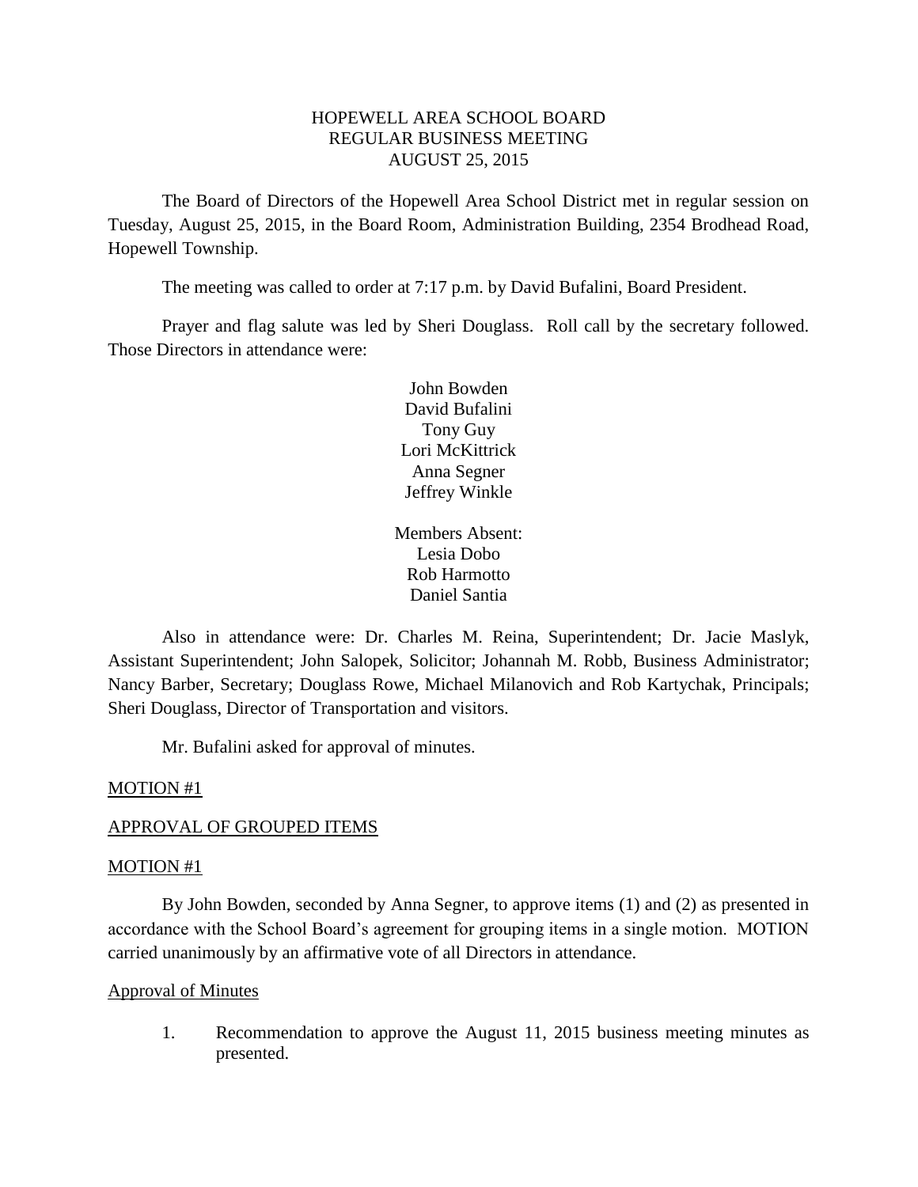# HOPEWELL AREA SCHOOL BOARD
## REGULAR BUSINESS MEETING
### AUGUST 25, 2015

The Board of Directors of the Hopewell Area School District met in regular session on Tuesday, August 25, 2015, in the Board Room, Administration Building, 2354 Brodhead Road, Hopewell Township.

The meeting was called to order at 7:17 p.m. by David Bufalini, Board President.

Prayer and flag salute was led by Sheri Douglass. Roll call by the secretary followed. Those Directors in attendance were:

John Bowden
David Bufalini
Tony Guy
Lori McKittrick
Anna Segner
Jeffrey Winkle

Members Absent:
Lesia Dobo
Rob Harmotto
Daniel Santia

Also in attendance were: Dr. Charles M. Reina, Superintendent; Dr. Jacie Maslyk, Assistant Superintendent; John Salopek, Solicitor; Johannah M. Robb, Business Administrator; Nancy Barber, Secretary; Douglass Rowe, Michael Milanovich and Rob Kartychak, Principals; Sheri Douglass, Director of Transportation and visitors.

Mr. Bufalini asked for approval of minutes.

MOTION #1

APPROVAL OF GROUPED ITEMS

MOTION #1

By John Bowden, seconded by Anna Segner, to approve items (1) and (2) as presented in accordance with the School Board's agreement for grouping items in a single motion. MOTION carried unanimously by an affirmative vote of all Directors in attendance.

Approval of Minutes

1. Recommendation to approve the August 11, 2015 business meeting minutes as presented.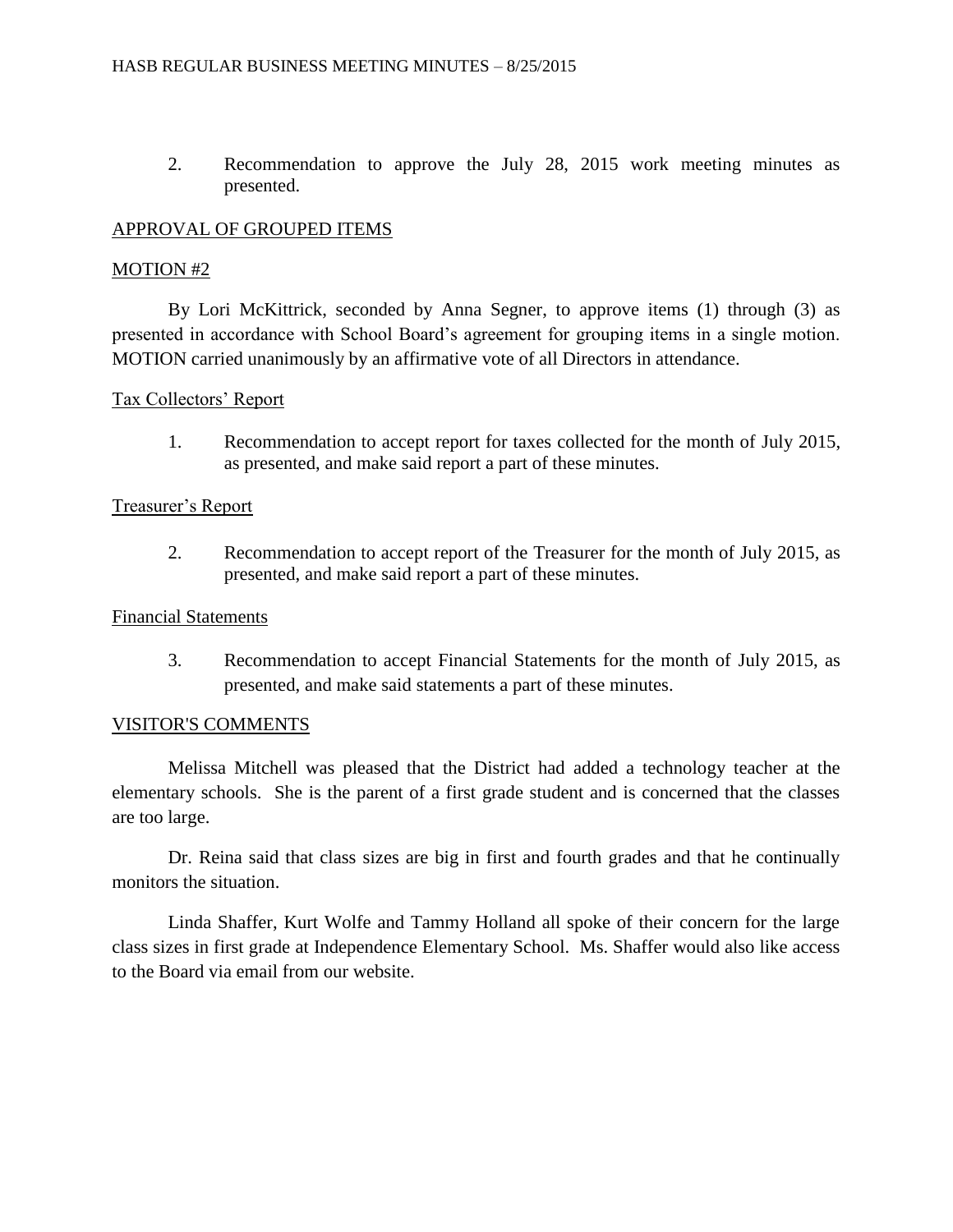2. Recommendation to approve the July 28, 2015 work meeting minutes as presented.

## APPROVAL OF GROUPED ITEMS

### MOTION #2

By Lori McKittrick, seconded by Anna Segner, to approve items (1) through (3) as presented in accordance with School Board's agreement for grouping items in a single motion. MOTION carried unanimously by an affirmative vote of all Directors in attendance.

### Tax Collectors' Report

1. Recommendation to accept report for taxes collected for the month of July 2015, as presented, and make said report a part of these minutes.

### Treasurer's Report

2. Recommendation to accept report of the Treasurer for the month of July 2015, as presented, and make said report a part of these minutes.

### Financial Statements

3. Recommendation to accept Financial Statements for the month of July 2015, as presented, and make said statements a part of these minutes.

## VISITOR'S COMMENTS

Melissa Mitchell was pleased that the District had added a technology teacher at the elementary schools. She is the parent of a first grade student and is concerned that the classes are too large.

Dr. Reina said that class sizes are big in first and fourth grades and that he continually monitors the situation.

Linda Shaffer, Kurt Wolfe and Tammy Holland all spoke of their concern for the large class sizes in first grade at Independence Elementary School. Ms. Shaffer would also like access to the Board via email from our website.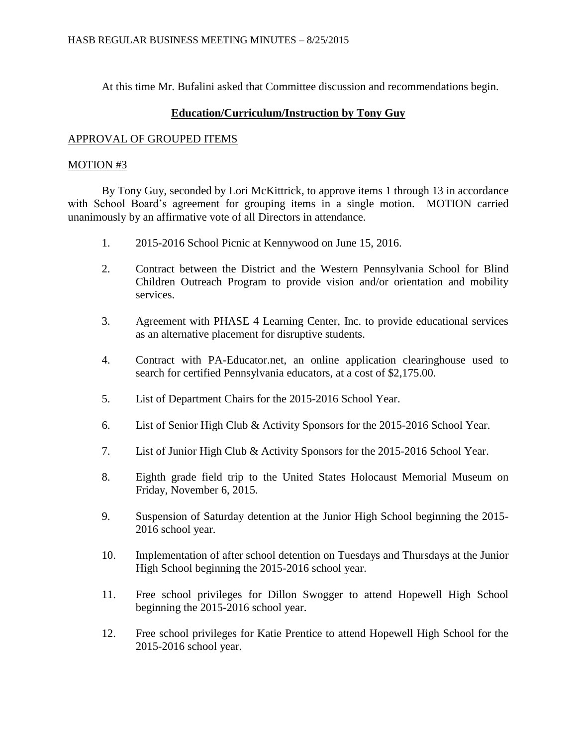At this time Mr. Bufalini asked that Committee discussion and recommendations begin.

## **Education/Curriculum/Instruction by Tony Guy**

APPROVAL OF GROUPED ITEMS

MOTION #3

By Tony Guy, seconded by Lori McKittrick, to approve items 1 through 13 in accordance with School Board's agreement for grouping items in a single motion. MOTION carried unanimously by an affirmative vote of all Directors in attendance.

1. 2015-2016 School Picnic at Kennywood on June 15, 2016.
2. Contract between the District and the Western Pennsylvania School for Blind Children Outreach Program to provide vision and/or orientation and mobility services.
3. Agreement with PHASE 4 Learning Center, Inc. to provide educational services as an alternative placement for disruptive students.
4. Contract with PA-Educator.net, an online application clearinghouse used to search for certified Pennsylvania educators, at a cost of $2,175.00.
5. List of Department Chairs for the 2015-2016 School Year.
6. List of Senior High Club & Activity Sponsors for the 2015-2016 School Year.
7. List of Junior High Club & Activity Sponsors for the 2015-2016 School Year.
8. Eighth grade field trip to the United States Holocaust Memorial Museum on Friday, November 6, 2015.
9. Suspension of Saturday detention at the Junior High School beginning the 2015-2016 school year.
10. Implementation of after school detention on Tuesdays and Thursdays at the Junior High School beginning the 2015-2016 school year.
11. Free school privileges for Dillon Swogger to attend Hopewell High School beginning the 2015-2016 school year.
12. Free school privileges for Katie Prentice to attend Hopewell High School for the 2015-2016 school year.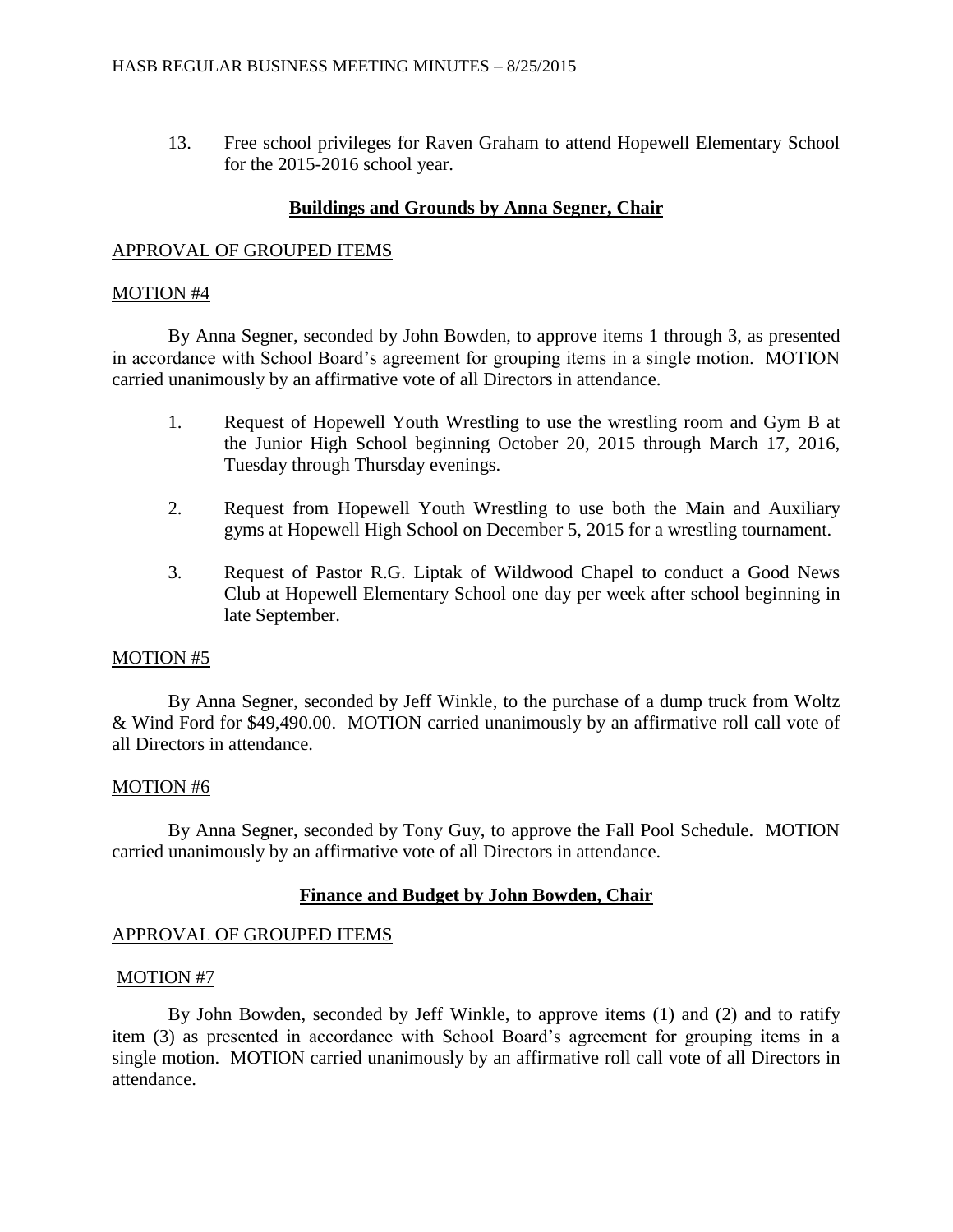13. Free school privileges for Raven Graham to attend Hopewell Elementary School for the 2015-2016 school year.

## **Buildings and Grounds by Anna Segner, Chair**

APPROVAL OF GROUPED ITEMS

MOTION #4

By Anna Segner, seconded by John Bowden, to approve items 1 through 3, as presented in accordance with School Board's agreement for grouping items in a single motion. MOTION carried unanimously by an affirmative vote of all Directors in attendance.

1. Request of Hopewell Youth Wrestling to use the wrestling room and Gym B at the Junior High School beginning October 20, 2015 through March 17, 2016, Tuesday through Thursday evenings.

2. Request from Hopewell Youth Wrestling to use both the Main and Auxiliary gyms at Hopewell High School on December 5, 2015 for a wrestling tournament.

3. Request of Pastor R.G. Liptak of Wildwood Chapel to conduct a Good News Club at Hopewell Elementary School one day per week after school beginning in late September.

MOTION #5

By Anna Segner, seconded by Jeff Winkle, to the purchase of a dump truck from Woltz & Wind Ford for $49,490.00. MOTION carried unanimously by an affirmative roll call vote of all Directors in attendance.

MOTION #6

By Anna Segner, seconded by Tony Guy, to approve the Fall Pool Schedule. MOTION carried unanimously by an affirmative vote of all Directors in attendance.

## **Finance and Budget by John Bowden, Chair**

APPROVAL OF GROUPED ITEMS

MOTION #7

By John Bowden, seconded by Jeff Winkle, to approve items (1) and (2) and to ratify item (3) as presented in accordance with School Board's agreement for grouping items in a single motion. MOTION carried unanimously by an affirmative roll call vote of all Directors in attendance.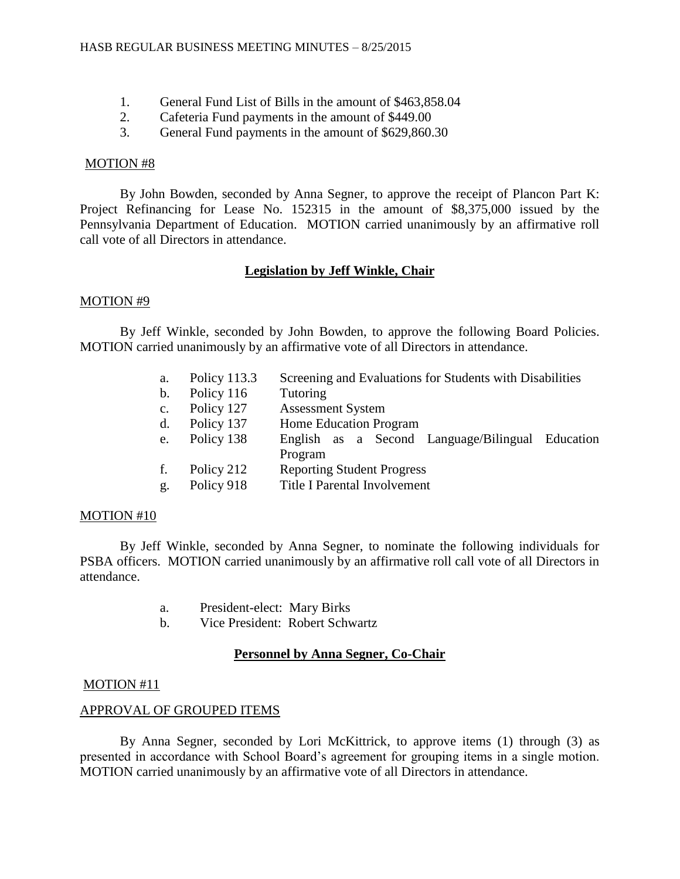1. General Fund List of Bills in the amount of $463,858.04
2. Cafeteria Fund payments in the amount of $449.00
3. General Fund payments in the amount of $629,860.30

MOTION #8

By John Bowden, seconded by Anna Segner, to approve the receipt of Plancon Part K: Project Refinancing for Lease No. 152315 in the amount of $8,375,000 issued by the Pennsylvania Department of Education. MOTION carried unanimously by an affirmative roll call vote of all Directors in attendance.

## Legislation by Jeff Winkle, Chair

MOTION #9

By Jeff Winkle, seconded by John Bowden, to approve the following Board Policies. MOTION carried unanimously by an affirmative vote of all Directors in attendance.

a. Policy 113.3 — Screening and Evaluations for Students with Disabilities
b. Policy 116 — Tutoring
c. Policy 127 — Assessment System
d. Policy 137 — Home Education Program
e. Policy 138 — English as a Second Language/Bilingual Education Program
f. Policy 212 — Reporting Student Progress
g. Policy 918 — Title I Parental Involvement

MOTION #10

By Jeff Winkle, seconded by Anna Segner, to nominate the following individuals for PSBA officers. MOTION carried unanimously by an affirmative roll call vote of all Directors in attendance.

a. President-elect: Mary Birks
b. Vice President: Robert Schwartz

## Personnel by Anna Segner, Co-Chair

MOTION #11

APPROVAL OF GROUPED ITEMS

By Anna Segner, seconded by Lori McKittrick, to approve items (1) through (3) as presented in accordance with School Board's agreement for grouping items in a single motion. MOTION carried unanimously by an affirmative vote of all Directors in attendance.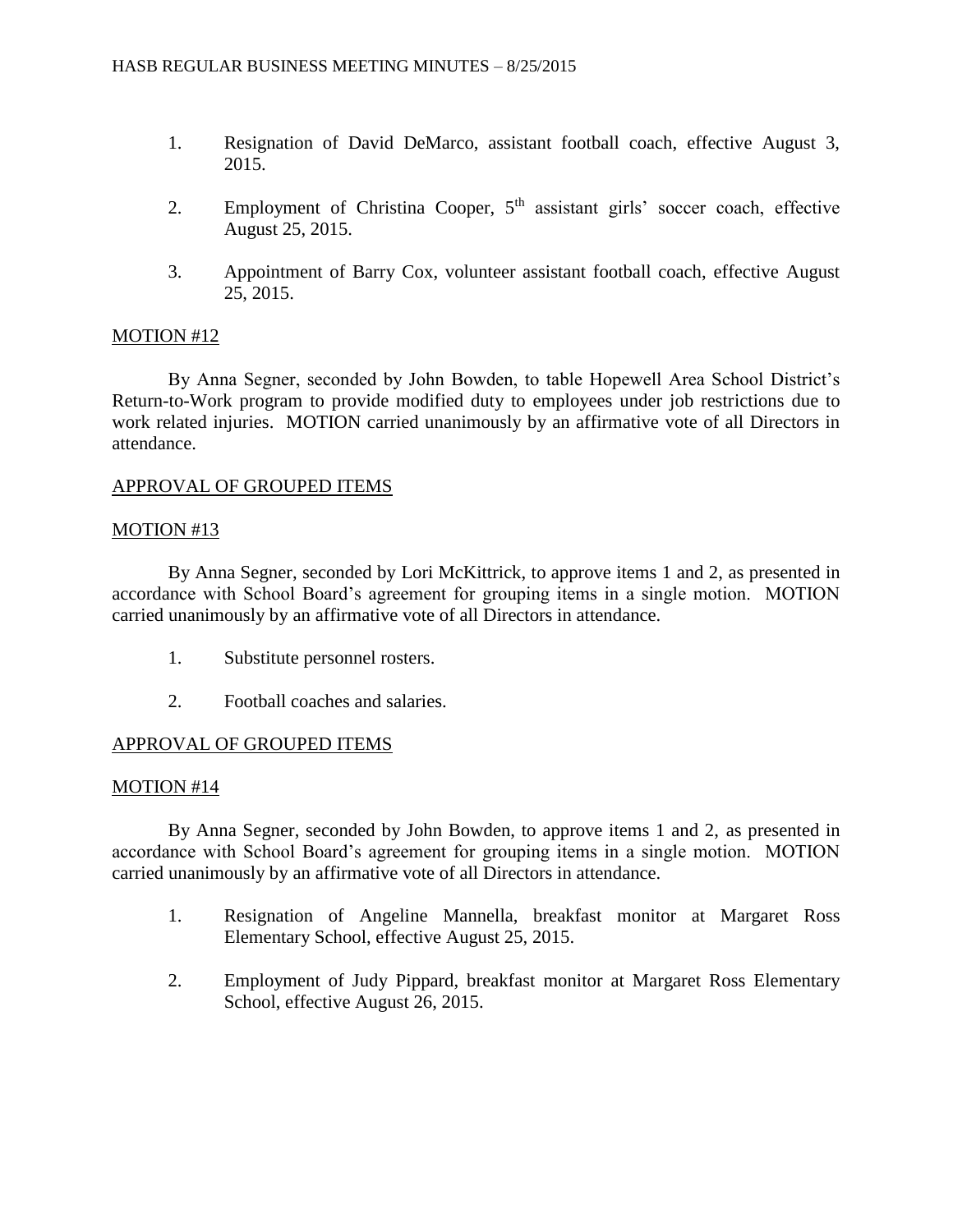1. Resignation of David DeMarco, assistant football coach, effective August 3, 2015.

2. Employment of Christina Cooper, 5th assistant girls' soccer coach, effective August 25, 2015.

3. Appointment of Barry Cox, volunteer assistant football coach, effective August 25, 2015.

MOTION #12

By Anna Segner, seconded by John Bowden, to table Hopewell Area School District's Return-to-Work program to provide modified duty to employees under job restrictions due to work related injuries. MOTION carried unanimously by an affirmative vote of all Directors in attendance.

APPROVAL OF GROUPED ITEMS

MOTION #13

By Anna Segner, seconded by Lori McKittrick, to approve items 1 and 2, as presented in accordance with School Board's agreement for grouping items in a single motion. MOTION carried unanimously by an affirmative vote of all Directors in attendance.

1. Substitute personnel rosters.

2. Football coaches and salaries.

APPROVAL OF GROUPED ITEMS

MOTION #14

By Anna Segner, seconded by John Bowden, to approve items 1 and 2, as presented in accordance with School Board's agreement for grouping items in a single motion. MOTION carried unanimously by an affirmative vote of all Directors in attendance.

1. Resignation of Angeline Mannella, breakfast monitor at Margaret Ross Elementary School, effective August 25, 2015.

2. Employment of Judy Pippard, breakfast monitor at Margaret Ross Elementary School, effective August 26, 2015.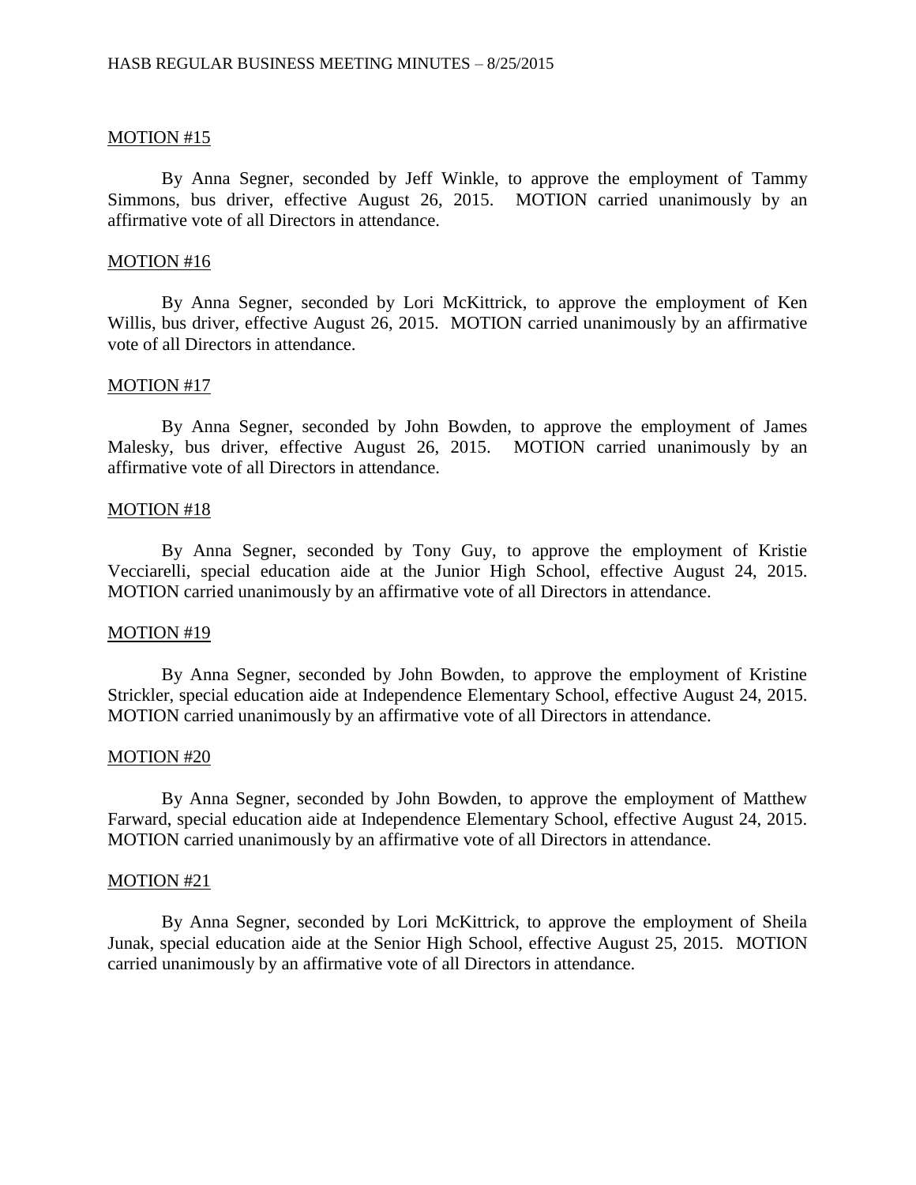MOTION #15

By Anna Segner, seconded by Jeff Winkle, to approve the employment of Tammy Simmons, bus driver, effective August 26, 2015. MOTION carried unanimously by an affirmative vote of all Directors in attendance.

MOTION #16

By Anna Segner, seconded by Lori McKittrick, to approve the employment of Ken Willis, bus driver, effective August 26, 2015. MOTION carried unanimously by an affirmative vote of all Directors in attendance.

MOTION #17

By Anna Segner, seconded by John Bowden, to approve the employment of James Malesky, bus driver, effective August 26, 2015. MOTION carried unanimously by an affirmative vote of all Directors in attendance.

MOTION #18

By Anna Segner, seconded by Tony Guy, to approve the employment of Kristie Vecciarelli, special education aide at the Junior High School, effective August 24, 2015. MOTION carried unanimously by an affirmative vote of all Directors in attendance.

MOTION #19

By Anna Segner, seconded by John Bowden, to approve the employment of Kristine Strickler, special education aide at Independence Elementary School, effective August 24, 2015. MOTION carried unanimously by an affirmative vote of all Directors in attendance.

MOTION #20

By Anna Segner, seconded by John Bowden, to approve the employment of Matthew Farward, special education aide at Independence Elementary School, effective August 24, 2015. MOTION carried unanimously by an affirmative vote of all Directors in attendance.

MOTION #21

By Anna Segner, seconded by Lori McKittrick, to approve the employment of Sheila Junak, special education aide at the Senior High School, effective August 25, 2015. MOTION carried unanimously by an affirmative vote of all Directors in attendance.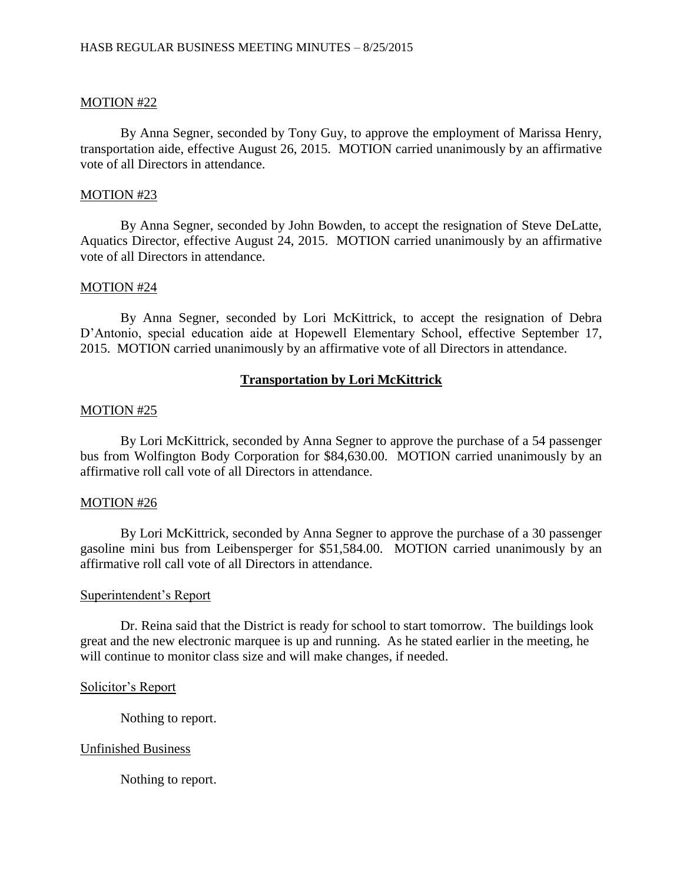MOTION #22

By Anna Segner, seconded by Tony Guy, to approve the employment of Marissa Henry, transportation aide, effective August 26, 2015. MOTION carried unanimously by an affirmative vote of all Directors in attendance.

MOTION #23

By Anna Segner, seconded by John Bowden, to accept the resignation of Steve DeLatte, Aquatics Director, effective August 24, 2015. MOTION carried unanimously by an affirmative vote of all Directors in attendance.

MOTION #24

By Anna Segner, seconded by Lori McKittrick, to accept the resignation of Debra D'Antonio, special education aide at Hopewell Elementary School, effective September 17, 2015. MOTION carried unanimously by an affirmative vote of all Directors in attendance.

## Transportation by Lori McKittrick

MOTION #25

By Lori McKittrick, seconded by Anna Segner to approve the purchase of a 54 passenger bus from Wolfington Body Corporation for $84,630.00. MOTION carried unanimously by an affirmative roll call vote of all Directors in attendance.

MOTION #26

By Lori McKittrick, seconded by Anna Segner to approve the purchase of a 30 passenger gasoline mini bus from Leibensperger for $51,584.00. MOTION carried unanimously by an affirmative roll call vote of all Directors in attendance.

Superintendent's Report

Dr. Reina said that the District is ready for school to start tomorrow. The buildings look great and the new electronic marquee is up and running. As he stated earlier in the meeting, he will continue to monitor class size and will make changes, if needed.

Solicitor's Report

Nothing to report.

Unfinished Business

Nothing to report.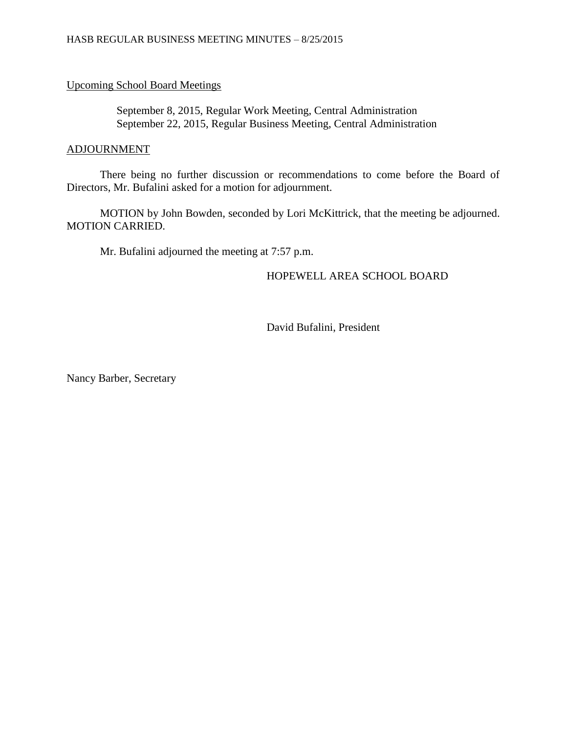Upcoming School Board Meetings

September 8, 2015, Regular Work Meeting, Central Administration
September 22, 2015, Regular Business Meeting, Central Administration

ADJOURNMENT

There being no further discussion or recommendations to come before the Board of Directors, Mr. Bufalini asked for a motion for adjournment.

MOTION by John Bowden, seconded by Lori McKittrick, that the meeting be adjourned. MOTION CARRIED.

Mr. Bufalini adjourned the meeting at 7:57 p.m.

HOPEWELL AREA SCHOOL BOARD

David Bufalini, President

Nancy Barber, Secretary